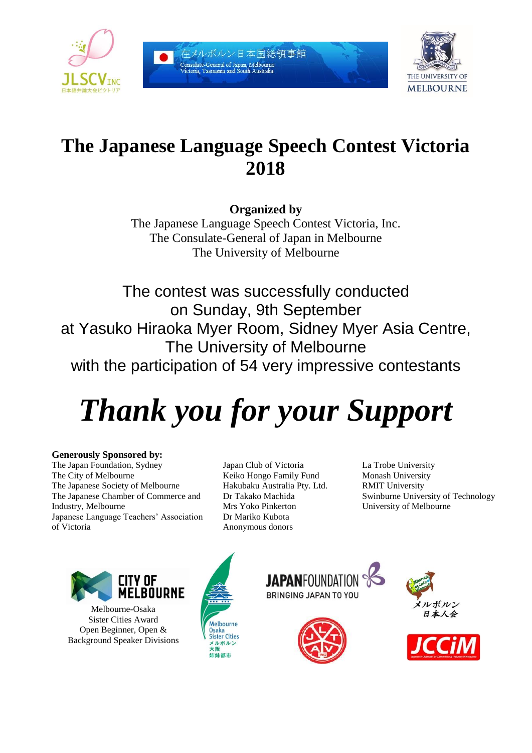# The Japanese Language Speech Contest Victoria 2018

**Organized by**

The Japanese Language Speech Contest Victoria, Inc.
The Consulate-General of Japan in Melbourne
The University of Melbourne

The contest was successfully conducted
on Sunday, 9th September
at Yasuko Hiraoka Myer Room, Sidney Myer Asia Centre,
The University of Melbourne
with the participation of 54 very impressive contestants

# *Thank you for your Support*

**Generously Sponsored by:**

The Japan Foundation, Sydney
The City of Melbourne
The Japanese Society of Melbourne
The Japanese Chamber of Commerce and Industry, Melbourne
Japanese Language Teachers' Association of Victoria

Japan Club of Victoria
Keiko Hongo Family Fund
Hakubaku Australia Pty. Ltd.
Dr Takako Machida
Mrs Yoko Pinkerton
Dr Mariko Kubota
Anonymous donors

La Trobe University
Monash University
RMIT University
Swinburne University of Technology
University of Melbourne

Melbourne-Osaka
Sister Cities Award
Open Beginner, Open &
Background Speaker Divisions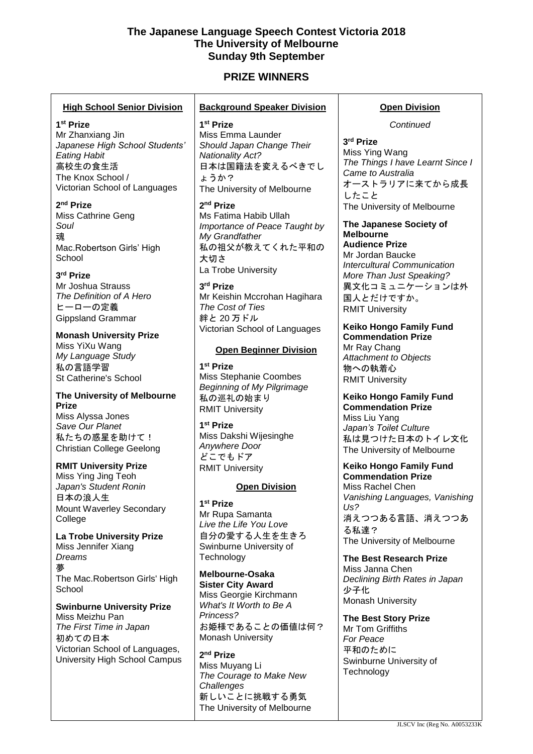# The Japanese Language Speech Contest Victoria 2018
# The University of Melbourne
# Sunday 9th September

## PRIZE WINNERS

### High School Senior Division

**1st Prize**
Mr Zhanxiang Jin
*Japanese High School Students' Eating Habit*
高校生の食生活
The Knox School / Victorian School of Languages

**2nd Prize**
Miss Cathrine Geng
*Soul*
魂
Mac.Robertson Girls' High School

**3rd Prize**
Mr Joshua Strauss
*The Definition of A Hero*
ヒーローの定義
Gippsland Grammar

**Monash University Prize**
Miss YiXu Wang
*My Language Study*
私の言語学習
St Catherine's School

**The University of Melbourne Prize**
Miss Alyssa Jones
*Save Our Planet*
私たちの惑星を助けて！
Christian College Geelong

**RMIT University Prize**
Miss Ying Jing Teoh
*Japan's Student Ronin*
日本の浪人生
Mount Waverley Secondary College

**La Trobe University Prize**
Miss Jennifer Xiang
*Dreams*
夢
The Mac.Robertson Girls' High School

**Swinburne University Prize**
Miss Meizhu Pan
*The First Time in Japan*
初めての日本
Victorian School of Languages, University High School Campus

### Background Speaker Division

**1st Prize**
Miss Emma Launder
*Should Japan Change Their Nationality Act?*
日本は国籍法を変えるべきでしょうか？
The University of Melbourne

**2nd Prize**
Ms Fatima Habib Ullah
*Importance of Peace Taught by My Grandfather*
私の祖父が教えてくれた平和の大切さ
La Trobe University

**3rd Prize**
Mr Keishin Mccrohan Hagihara
*The Cost of Ties*
絆と 20 万ドル
Victorian School of Languages

### Open Beginner Division

**1st Prize**
Miss Stephanie Coombes
*Beginning of My Pilgrimage*
私の巡礼の始まり
RMIT University

**1st Prize**
Miss Dakshi Wijesinghe
*Anywhere Door*
どこでもドア
RMIT University

### Open Division

**1st Prize**
Mr Rupa Samanta
*Live the Life You Love*
自分の愛する人生を生きろ
Swinburne University of Technology

**Melbourne-Osaka Sister City Award**
Miss Georgie Kirchmann
*What's It Worth to Be A Princess?*
お姫様であることの価値は何？
Monash University

**2nd Prize**
Miss Muyang Li
*The Courage to Make New Challenges*
新しいことに挑戦する勇気
The University of Melbourne

### Open Division

*Continued*

**3rd Prize**
Miss Ying Wang
*The Things I have Learnt Since I Came to Australia*
オーストラリアに来てから成長したこと
The University of Melbourne

**The Japanese Society of Melbourne Audience Prize**
Mr Jordan Baucke
*Intercultural Communication More Than Just Speaking?*
異文化コミュニケーションは外国人とだけですか。
RMIT University

**Keiko Hongo Family Fund Commendation Prize**
Mr Ray Chang
*Attachment to Objects*
物への執着心
RMIT University

**Keiko Hongo Family Fund Commendation Prize**
Miss Liu Yang
*Japan's Toilet Culture*
私は見つけた日本のトイレ文化
The University of Melbourne

**Keiko Hongo Family Fund Commendation Prize**
Miss Rachel Chen
*Vanishing Languages, Vanishing Us?*
消えつつある言語、消えつつある私達？
The University of Melbourne

**The Best Research Prize**
Miss Janna Chen
*Declining Birth Rates in Japan*
少子化
Monash University

**The Best Story Prize**
Mr Tom Griffiths
*For Peace*
平和のために
Swinburne University of Technology

JLSCV Inc (Reg No. A0053233K